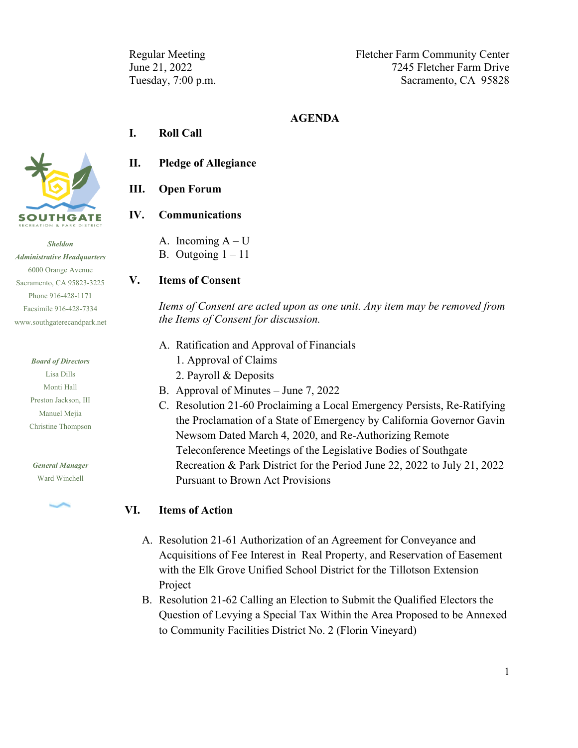Regular Meeting
June 21, 2022
Tuesday, 7:00 p.m.

Fletcher Farm Community Center
7245 Fletcher Farm Drive
Sacramento, CA 95828

SOUTHGATE
RECREATION & PARK DISTRICT

***Sheldon Administrative Headquarters***
6000 Orange Avenue
Sacramento, CA 95823-3225
Phone 916-428-1171
Facsimile 916-428-7334
www.southgaterecandpark.net

***Board of Directors***
Lisa Dills
Monti Hall
Preston Jackson, III
Manuel Mejia
Christine Thompson

***General Manager***
Ward Winchell

# AGENDA

## I. Roll Call

## II. Pledge of Allegiance

## III. Open Forum

## IV. Communications

A. Incoming A – U
B. Outgoing 1 – 11

## V. Items of Consent

*Items of Consent are acted upon as one unit. Any item may be removed from the Items of Consent for discussion.*

A. Ratification and Approval of Financials
   1. Approval of Claims
   2. Payroll & Deposits
B. Approval of Minutes – June 7, 2022
C. Resolution 21-60 Proclaiming a Local Emergency Persists, Re-Ratifying the Proclamation of a State of Emergency by California Governor Gavin Newsom Dated March 4, 2020, and Re-Authorizing Remote Teleconference Meetings of the Legislative Bodies of Southgate Recreation & Park District for the Period June 22, 2022 to July 21, 2022 Pursuant to Brown Act Provisions

## VI. Items of Action

A. Resolution 21-61 Authorization of an Agreement for Conveyance and Acquisitions of Fee Interest in Real Property, and Reservation of Easement with the Elk Grove Unified School District for the Tillotson Extension Project
B. Resolution 21-62 Calling an Election to Submit the Qualified Electors the Question of Levying a Special Tax Within the Area Proposed to be Annexed to Community Facilities District No. 2 (Florin Vineyard)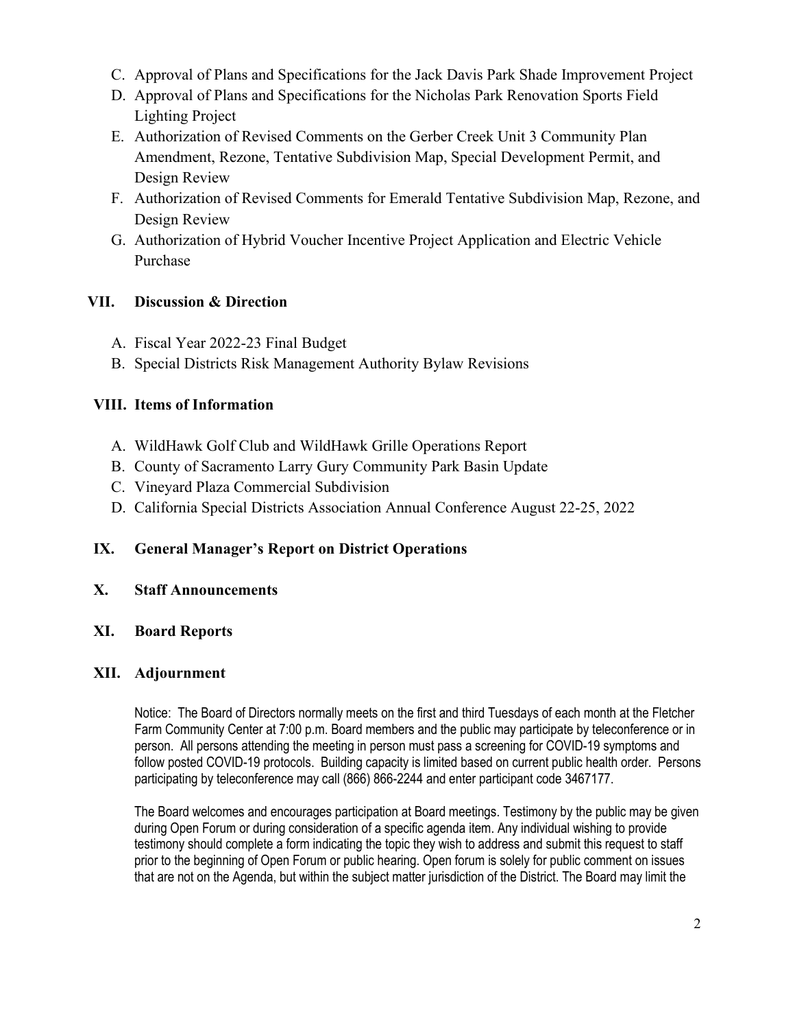C. Approval of Plans and Specifications for the Jack Davis Park Shade Improvement Project

D. Approval of Plans and Specifications for the Nicholas Park Renovation Sports Field Lighting Project

E. Authorization of Revised Comments on the Gerber Creek Unit 3 Community Plan Amendment, Rezone, Tentative Subdivision Map, Special Development Permit, and Design Review

F. Authorization of Revised Comments for Emerald Tentative Subdivision Map, Rezone, and Design Review

G. Authorization of Hybrid Voucher Incentive Project Application and Electric Vehicle Purchase

## VII. Discussion & Direction

A. Fiscal Year 2022-23 Final Budget

B. Special Districts Risk Management Authority Bylaw Revisions

## VIII. Items of Information

A. WildHawk Golf Club and WildHawk Grille Operations Report

B. County of Sacramento Larry Gury Community Park Basin Update

C. Vineyard Plaza Commercial Subdivision

D. California Special Districts Association Annual Conference August 22-25, 2022

## IX. General Manager's Report on District Operations

## X. Staff Announcements

## XI. Board Reports

## XII. Adjournment

Notice: The Board of Directors normally meets on the first and third Tuesdays of each month at the Fletcher Farm Community Center at 7:00 p.m. Board members and the public may participate by teleconference or in person. All persons attending the meeting in person must pass a screening for COVID-19 symptoms and follow posted COVID-19 protocols. Building capacity is limited based on current public health order. Persons participating by teleconference may call (866) 866-2244 and enter participant code 3467177.

The Board welcomes and encourages participation at Board meetings. Testimony by the public may be given during Open Forum or during consideration of a specific agenda item. Any individual wishing to provide testimony should complete a form indicating the topic they wish to address and submit this request to staff prior to the beginning of Open Forum or public hearing. Open forum is solely for public comment on issues that are not on the Agenda, but within the subject matter jurisdiction of the District. The Board may limit the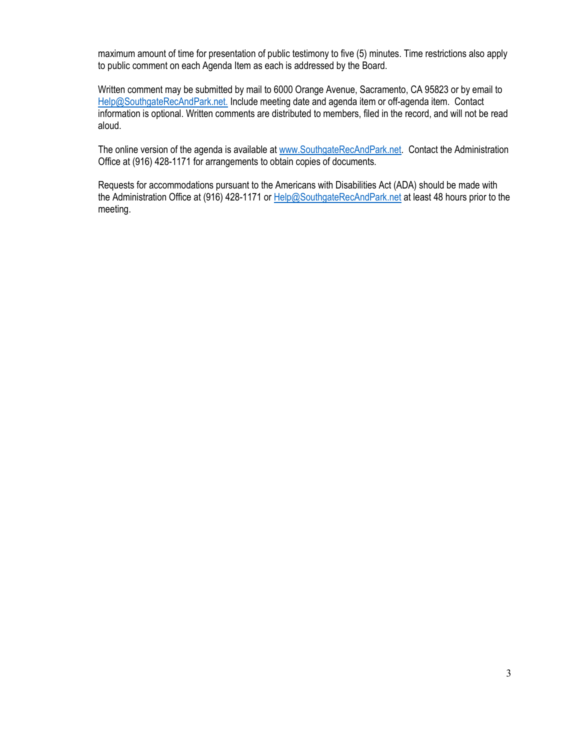maximum amount of time for presentation of public testimony to five (5) minutes. Time restrictions also apply to public comment on each Agenda Item as each is addressed by the Board.

Written comment may be submitted by mail to 6000 Orange Avenue, Sacramento, CA 95823 or by email to Help@SouthgateRecAndPark.net. Include meeting date and agenda item or off-agenda item. Contact information is optional. Written comments are distributed to members, filed in the record, and will not be read aloud.

The online version of the agenda is available at www.SouthgateRecAndPark.net. Contact the Administration Office at (916) 428-1171 for arrangements to obtain copies of documents.

Requests for accommodations pursuant to the Americans with Disabilities Act (ADA) should be made with the Administration Office at (916) 428-1171 or Help@SouthgateRecAndPark.net at least 48 hours prior to the meeting.